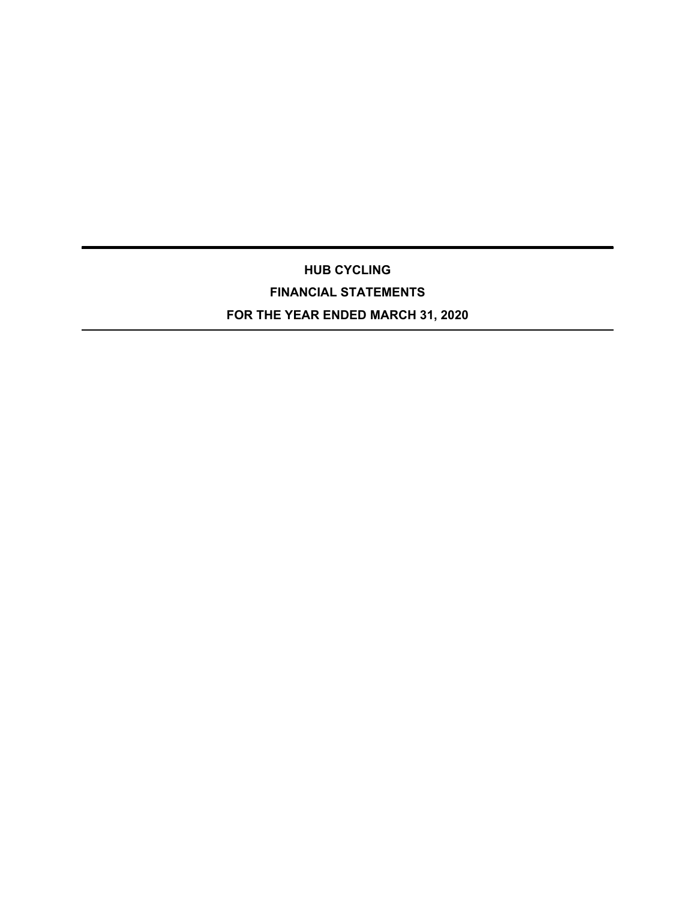# HUB CYCLING

## FINANCIAL STATEMENTS

## FOR THE YEAR ENDED MARCH 31, 2020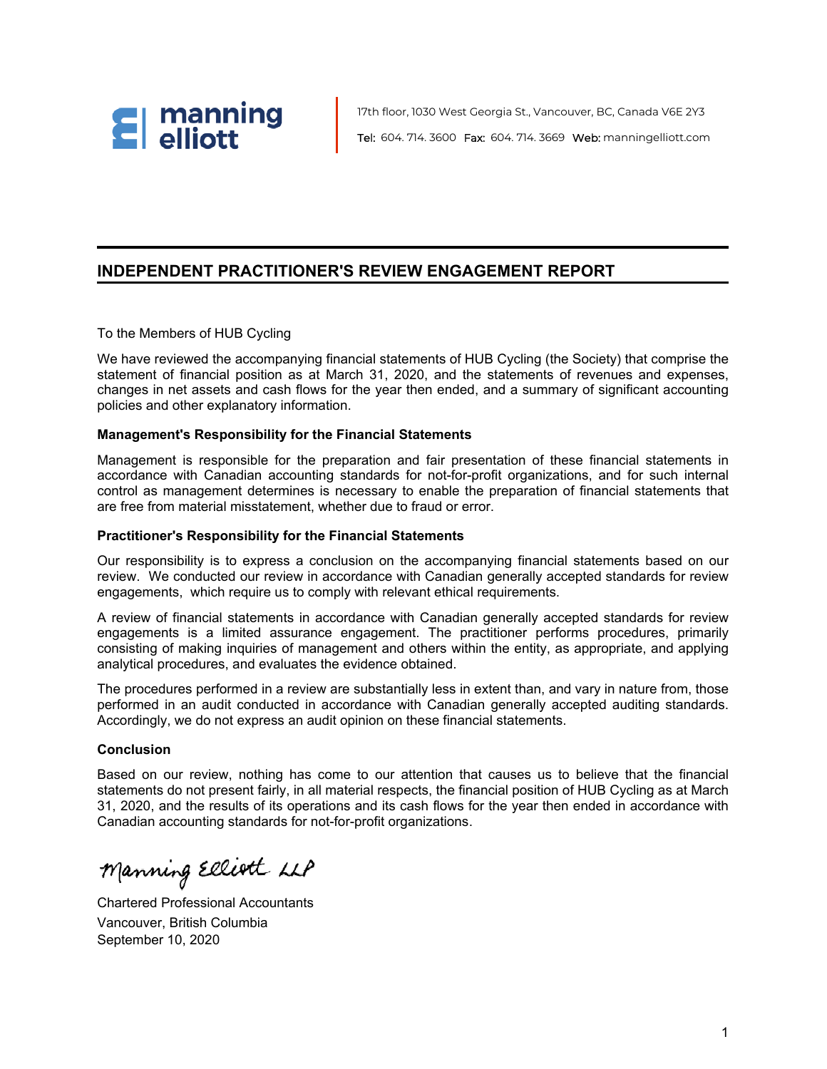manning elliott

17th floor, 1030 West Georgia St., Vancouver, BC, Canada V6E 2Y3

Tel: 604. 714. 3600 Fax: 604. 714. 3669 Web: manningelliott.com

## INDEPENDENT PRACTITIONER'S REVIEW ENGAGEMENT REPORT

To the Members of HUB Cycling

We have reviewed the accompanying financial statements of HUB Cycling (the Society) that comprise the statement of financial position as at March 31, 2020, and the statements of revenues and expenses, changes in net assets and cash flows for the year then ended, and a summary of significant accounting policies and other explanatory information.

**Management's Responsibility for the Financial Statements**

Management is responsible for the preparation and fair presentation of these financial statements in accordance with Canadian accounting standards for not-for-profit organizations, and for such internal control as management determines is necessary to enable the preparation of financial statements that are free from material misstatement, whether due to fraud or error.

**Practitioner's Responsibility for the Financial Statements**

Our responsibility is to express a conclusion on the accompanying financial statements based on our review. We conducted our review in accordance with Canadian generally accepted standards for review engagements, which require us to comply with relevant ethical requirements.

A review of financial statements in accordance with Canadian generally accepted standards for review engagements is a limited assurance engagement. The practitioner performs procedures, primarily consisting of making inquiries of management and others within the entity, as appropriate, and applying analytical procedures, and evaluates the evidence obtained.

The procedures performed in a review are substantially less in extent than, and vary in nature from, those performed in an audit conducted in accordance with Canadian generally accepted auditing standards. Accordingly, we do not express an audit opinion on these financial statements.

**Conclusion**

Based on our review, nothing has come to our attention that causes us to believe that the financial statements do not present fairly, in all material respects, the financial position of HUB Cycling as at March 31, 2020, and the results of its operations and its cash flows for the year then ended in accordance with Canadian accounting standards for not-for-profit organizations.

Manning Elliott LLP

Chartered Professional Accountants
Vancouver, British Columbia
September 10, 2020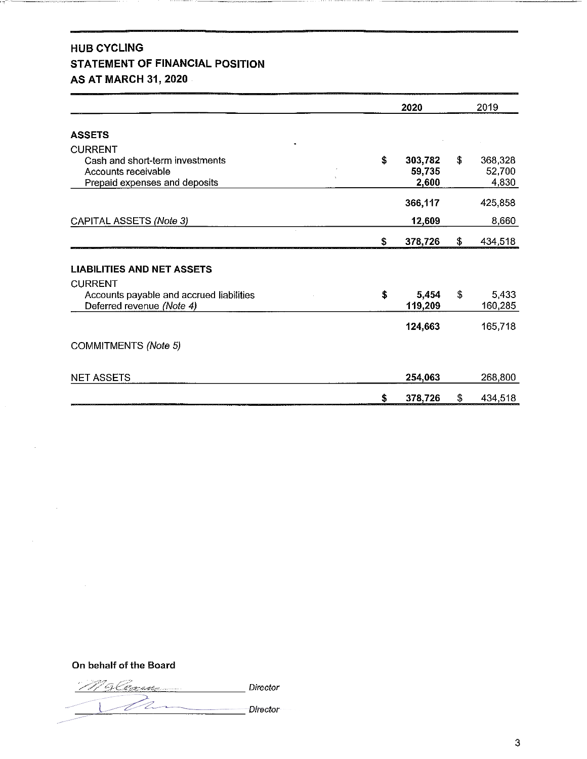# HUB CYCLING
## STATEMENT OF FINANCIAL POSITION
## AS AT MARCH 31, 2020

| | 2020 | 2019 |
|---|---|---|
| **ASSETS** | | |
| CURRENT | | |
| Cash and short-term investments | $ 303,782 | $ 368,328 |
| Accounts receivable | 59,735 | 52,700 |
| Prepaid expenses and deposits | 2,600 | 4,830 |
| | 366,117 | 425,858 |
| CAPITAL ASSETS *(Note 3)* | 12,609 | 8,660 |
| | $ 378,726 | $ 434,518 |
| **LIABILITIES AND NET ASSETS** | | |
| CURRENT | | |
| Accounts payable and accrued liabilities | $ 5,454 | $ 5,433 |
| Deferred revenue *(Note 4)* | 119,209 | 160,285 |
| | 124,663 | 165,718 |
| COMMITMENTS *(Note 5)* | | |
| NET ASSETS | 254,063 | 268,800 |
| | $ 378,726 | $ 434,518 |

**On behalf of the Board**

_________________________ Director

_________________________ Director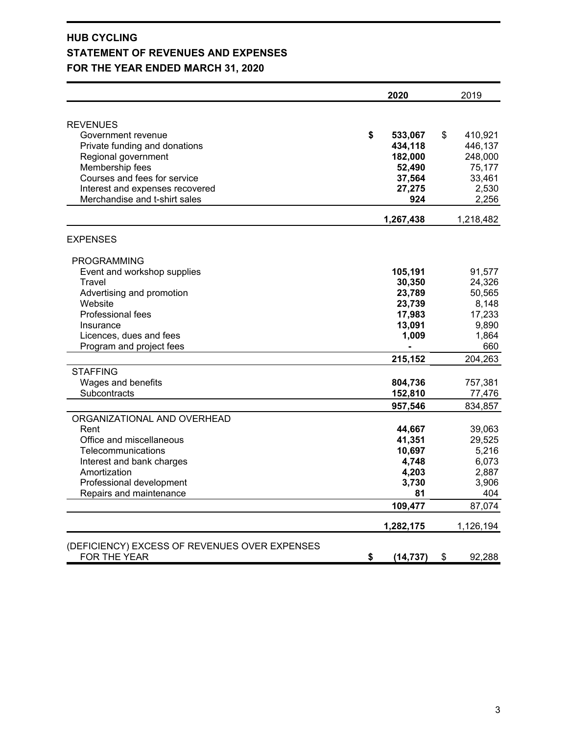# HUB CYCLING

## STATEMENT OF REVENUES AND EXPENSES

## FOR THE YEAR ENDED MARCH 31, 2020

| | **2020** | 2019 |
|---|---|---|
| REVENUES | | |
| Government revenue | **$ 533,067** | $ 410,921 |
| Private funding and donations | **434,118** | 446,137 |
| Regional government | **182,000** | 248,000 |
| Membership fees | **52,490** | 75,177 |
| Courses and fees for service | **37,564** | 33,461 |
| Interest and expenses recovered | **27,275** | 2,530 |
| Merchandise and t-shirt sales | **924** | 2,256 |
| | **1,267,438** | 1,218,482 |
| EXPENSES | | |
| PROGRAMMING | | |
| Event and workshop supplies | **105,191** | 91,577 |
| Travel | **30,350** | 24,326 |
| Advertising and promotion | **23,789** | 50,565 |
| Website | **23,739** | 8,148 |
| Professional fees | **17,983** | 17,233 |
| Insurance | **13,091** | 9,890 |
| Licences, dues and fees | **1,009** | 1,864 |
| Program and project fees | **-** | 660 |
| | **215,152** | 204,263 |
| STAFFING | | |
| Wages and benefits | **804,736** | 757,381 |
| Subcontracts | **152,810** | 77,476 |
| | **957,546** | 834,857 |
| ORGANIZATIONAL AND OVERHEAD | | |
| Rent | **44,667** | 39,063 |
| Office and miscellaneous | **41,351** | 29,525 |
| Telecommunications | **10,697** | 5,216 |
| Interest and bank charges | **4,748** | 6,073 |
| Amortization | **4,203** | 2,887 |
| Professional development | **3,730** | 3,906 |
| Repairs and maintenance | **81** | 404 |
| | **109,477** | 87,074 |
| | **1,282,175** | 1,126,194 |
| (DEFICIENCY) EXCESS OF REVENUES OVER EXPENSES FOR THE YEAR | **$ (14,737)** | $ 92,288 |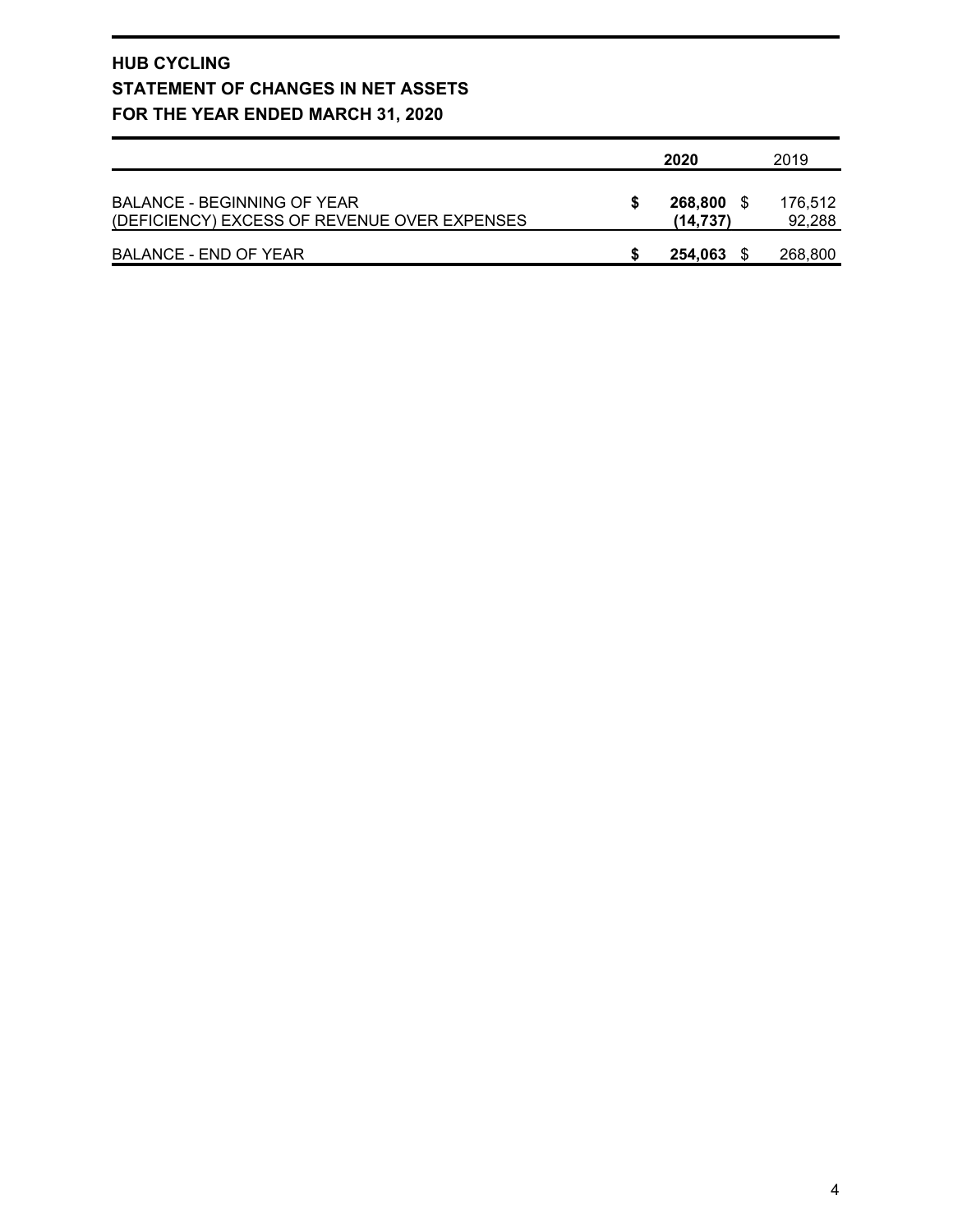# HUB CYCLING
## STATEMENT OF CHANGES IN NET ASSETS
## FOR THE YEAR ENDED MARCH 31, 2020

| | 2020 | 2019 |
|---|---|---|
| BALANCE - BEGINNING OF YEAR | $ **268,800** | $ 176,512 |
| (DEFICIENCY) EXCESS OF REVENUE OVER EXPENSES | **(14,737)** | 92,288 |
| BALANCE - END OF YEAR | $ **254,063** | $ 268,800 |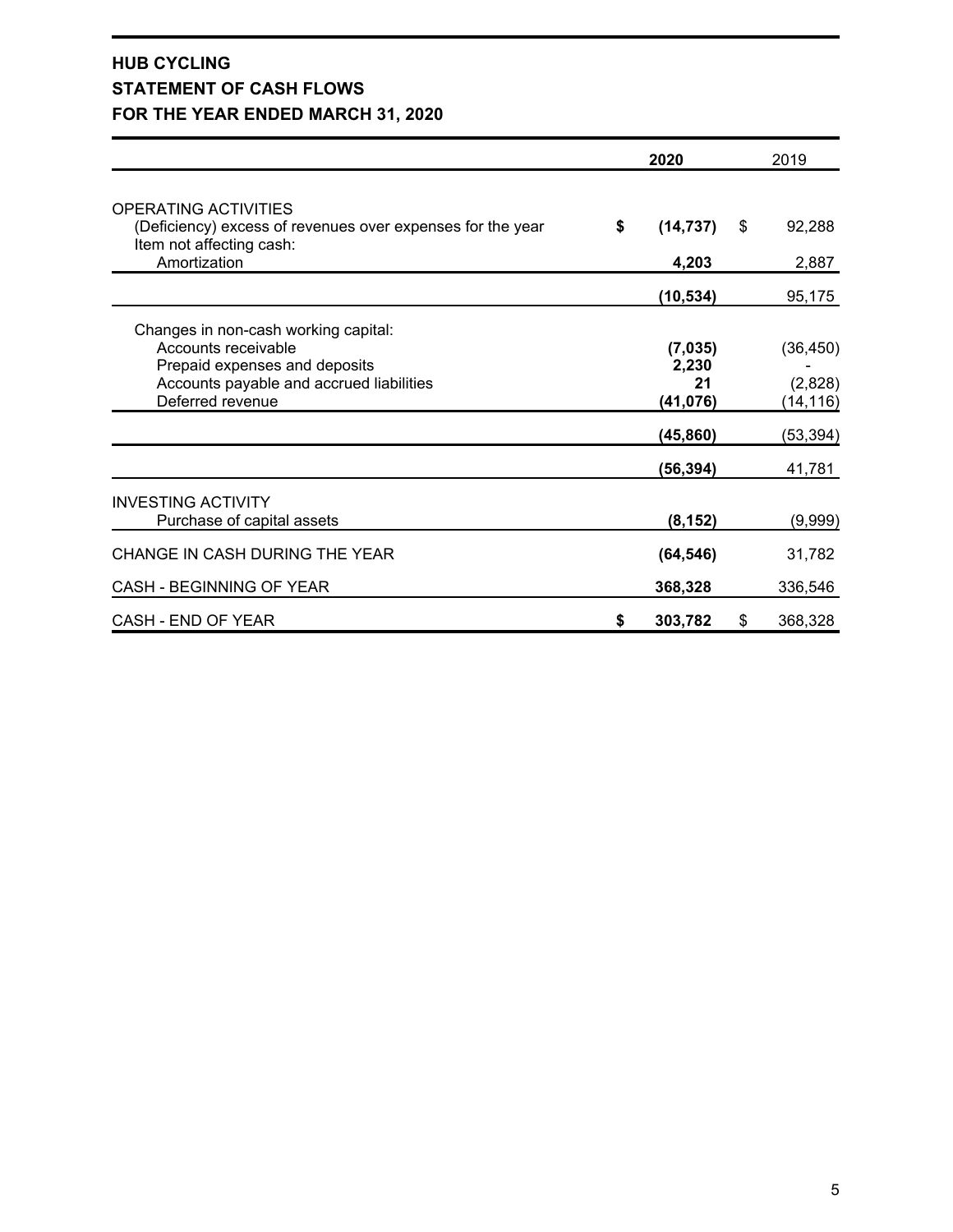# HUB CYCLING
## STATEMENT OF CASH FLOWS
## FOR THE YEAR ENDED MARCH 31, 2020

| | 2020 | 2019 |
|---|---|---|
| OPERATING ACTIVITIES | | |
| (Deficiency) excess of revenues over expenses for the year | $ (14,737) | $ 92,288 |
| Item not affecting cash: | | |
| Amortization | 4,203 | 2,887 |
| | (10,534) | 95,175 |
| Changes in non-cash working capital: | | |
| Accounts receivable | (7,035) | (36,450) |
| Prepaid expenses and deposits | 2,230 | - |
| Accounts payable and accrued liabilities | 21 | (2,828) |
| Deferred revenue | (41,076) | (14,116) |
| | (45,860) | (53,394) |
| | (56,394) | 41,781 |
| INVESTING ACTIVITY | | |
| Purchase of capital assets | (8,152) | (9,999) |
| CHANGE IN CASH DURING THE YEAR | (64,546) | 31,782 |
| CASH - BEGINNING OF YEAR | 368,328 | 336,546 |
| CASH - END OF YEAR | $ 303,782 | $ 368,328 |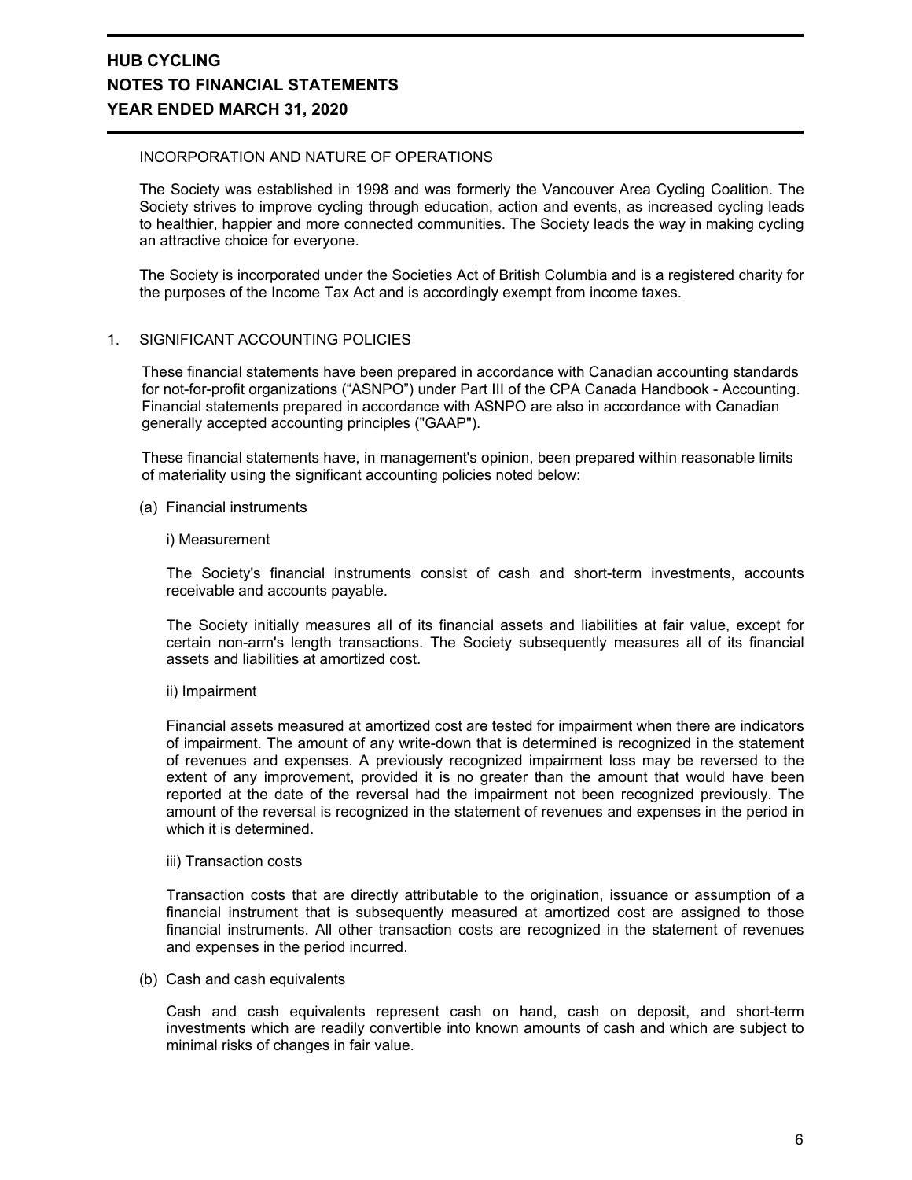# HUB CYCLING
# NOTES TO FINANCIAL STATEMENTS
# YEAR ENDED MARCH 31, 2020

INCORPORATION AND NATURE OF OPERATIONS

The Society was established in 1998 and was formerly the Vancouver Area Cycling Coalition. The Society strives to improve cycling through education, action and events, as increased cycling leads to healthier, happier and more connected communities. The Society leads the way in making cycling an attractive choice for everyone.

The Society is incorporated under the Societies Act of British Columbia and is a registered charity for the purposes of the Income Tax Act and is accordingly exempt from income taxes.

1. SIGNIFICANT ACCOUNTING POLICIES

These financial statements have been prepared in accordance with Canadian accounting standards for not-for-profit organizations ("ASNPO") under Part III of the CPA Canada Handbook - Accounting. Financial statements prepared in accordance with ASNPO are also in accordance with Canadian generally accepted accounting principles ("GAAP").

These financial statements have, in management's opinion, been prepared within reasonable limits of materiality using the significant accounting policies noted below:

(a) Financial instruments

i) Measurement

The Society's financial instruments consist of cash and short-term investments, accounts receivable and accounts payable.

The Society initially measures all of its financial assets and liabilities at fair value, except for certain non-arm's length transactions. The Society subsequently measures all of its financial assets and liabilities at amortized cost.

ii) Impairment

Financial assets measured at amortized cost are tested for impairment when there are indicators of impairment. The amount of any write-down that is determined is recognized in the statement of revenues and expenses. A previously recognized impairment loss may be reversed to the extent of any improvement, provided it is no greater than the amount that would have been reported at the date of the reversal had the impairment not been recognized previously. The amount of the reversal is recognized in the statement of revenues and expenses in the period in which it is determined.

iii) Transaction costs

Transaction costs that are directly attributable to the origination, issuance or assumption of a financial instrument that is subsequently measured at amortized cost are assigned to those financial instruments. All other transaction costs are recognized in the statement of revenues and expenses in the period incurred.

(b) Cash and cash equivalents

Cash and cash equivalents represent cash on hand, cash on deposit, and short-term investments which are readily convertible into known amounts of cash and which are subject to minimal risks of changes in fair value.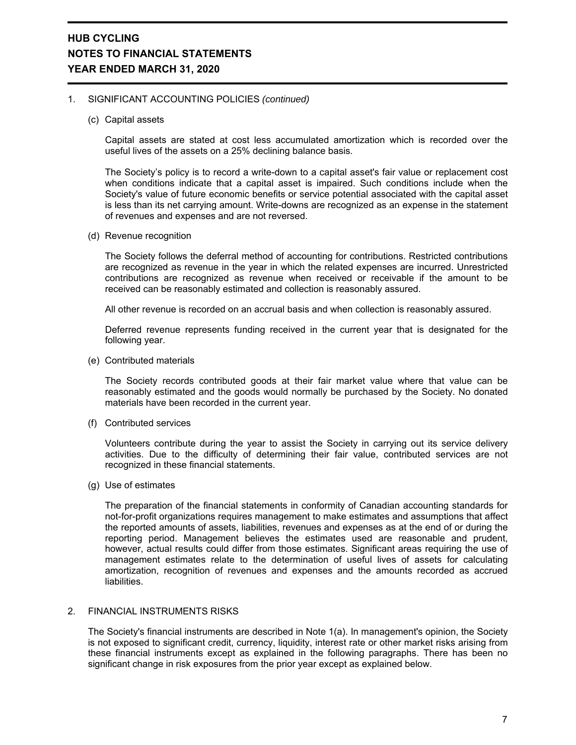1. SIGNIFICANT ACCOUNTING POLICIES *(continued)*

(c) Capital assets

Capital assets are stated at cost less accumulated amortization which is recorded over the useful lives of the assets on a 25% declining balance basis.

The Society's policy is to record a write-down to a capital asset's fair value or replacement cost when conditions indicate that a capital asset is impaired. Such conditions include when the Society's value of future economic benefits or service potential associated with the capital asset is less than its net carrying amount. Write-downs are recognized as an expense in the statement of revenues and expenses and are not reversed.

(d) Revenue recognition

The Society follows the deferral method of accounting for contributions. Restricted contributions are recognized as revenue in the year in which the related expenses are incurred. Unrestricted contributions are recognized as revenue when received or receivable if the amount to be received can be reasonably estimated and collection is reasonably assured.

All other revenue is recorded on an accrual basis and when collection is reasonably assured.

Deferred revenue represents funding received in the current year that is designated for the following year.

(e) Contributed materials

The Society records contributed goods at their fair market value where that value can be reasonably estimated and the goods would normally be purchased by the Society. No donated materials have been recorded in the current year.

(f) Contributed services

Volunteers contribute during the year to assist the Society in carrying out its service delivery activities. Due to the difficulty of determining their fair value, contributed services are not recognized in these financial statements.

(g) Use of estimates

The preparation of the financial statements in conformity of Canadian accounting standards for not-for-profit organizations requires management to make estimates and assumptions that affect the reported amounts of assets, liabilities, revenues and expenses as at the end of or during the reporting period. Management believes the estimates used are reasonable and prudent, however, actual results could differ from those estimates. Significant areas requiring the use of management estimates relate to the determination of useful lives of assets for calculating amortization, recognition of revenues and expenses and the amounts recorded as accrued liabilities.

2. FINANCIAL INSTRUMENTS RISKS

The Society's financial instruments are described in Note 1(a). In management's opinion, the Society is not exposed to significant credit, currency, liquidity, interest rate or other market risks arising from these financial instruments except as explained in the following paragraphs. There has been no significant change in risk exposures from the prior year except as explained below.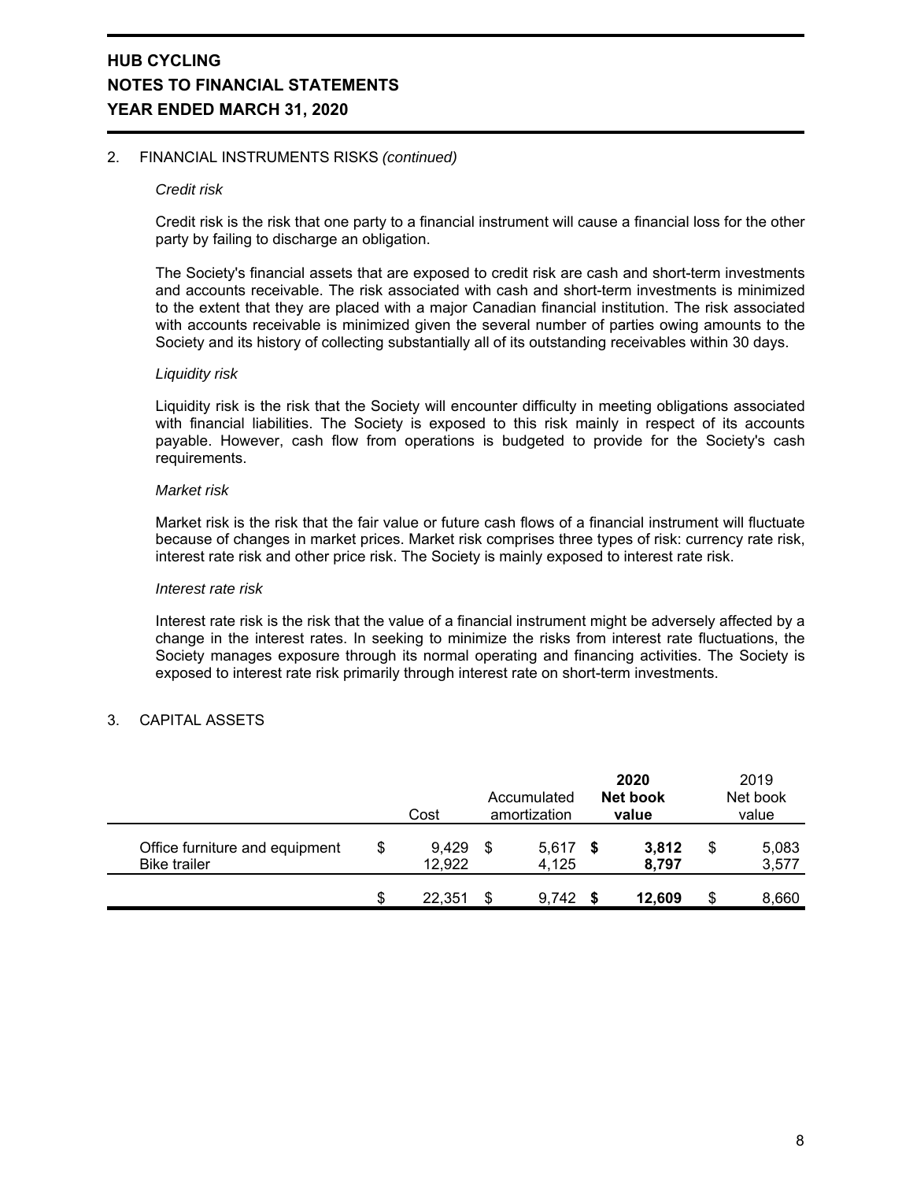## HUB CYCLING
## NOTES TO FINANCIAL STATEMENTS
## YEAR ENDED MARCH 31, 2020

2. FINANCIAL INSTRUMENTS RISKS *(continued)*

*Credit risk*

Credit risk is the risk that one party to a financial instrument will cause a financial loss for the other party by failing to discharge an obligation.

The Society's financial assets that are exposed to credit risk are cash and short-term investments and accounts receivable. The risk associated with cash and short-term investments is minimized to the extent that they are placed with a major Canadian financial institution. The risk associated with accounts receivable is minimized given the several number of parties owing amounts to the Society and its history of collecting substantially all of its outstanding receivables within 30 days.

*Liquidity risk*

Liquidity risk is the risk that the Society will encounter difficulty in meeting obligations associated with financial liabilities. The Society is exposed to this risk mainly in respect of its accounts payable. However, cash flow from operations is budgeted to provide for the Society's cash requirements.

*Market risk*

Market risk is the risk that the fair value or future cash flows of a financial instrument will fluctuate because of changes in market prices. Market risk comprises three types of risk: currency rate risk, interest rate risk and other price risk. The Society is mainly exposed to interest rate risk.

*Interest rate risk*

Interest rate risk is the risk that the value of a financial instrument might be adversely affected by a change in the interest rates. In seeking to minimize the risks from interest rate fluctuations, the Society manages exposure through its normal operating and financing activities. The Society is exposed to interest rate risk primarily through interest rate on short-term investments.

3. CAPITAL ASSETS

| | Cost | Accumulated amortization | **2020 Net book value** | 2019 Net book value |
|---|---|---|---|---|
| Office furniture and equipment | $ 9,429 | $ 5,617 | **$ 3,812** | $ 5,083 |
| Bike trailer | 12,922 | 4,125 | **8,797** | 3,577 |
| | $ 22,351 | $ 9,742 | **$ 12,609** | $ 8,660 |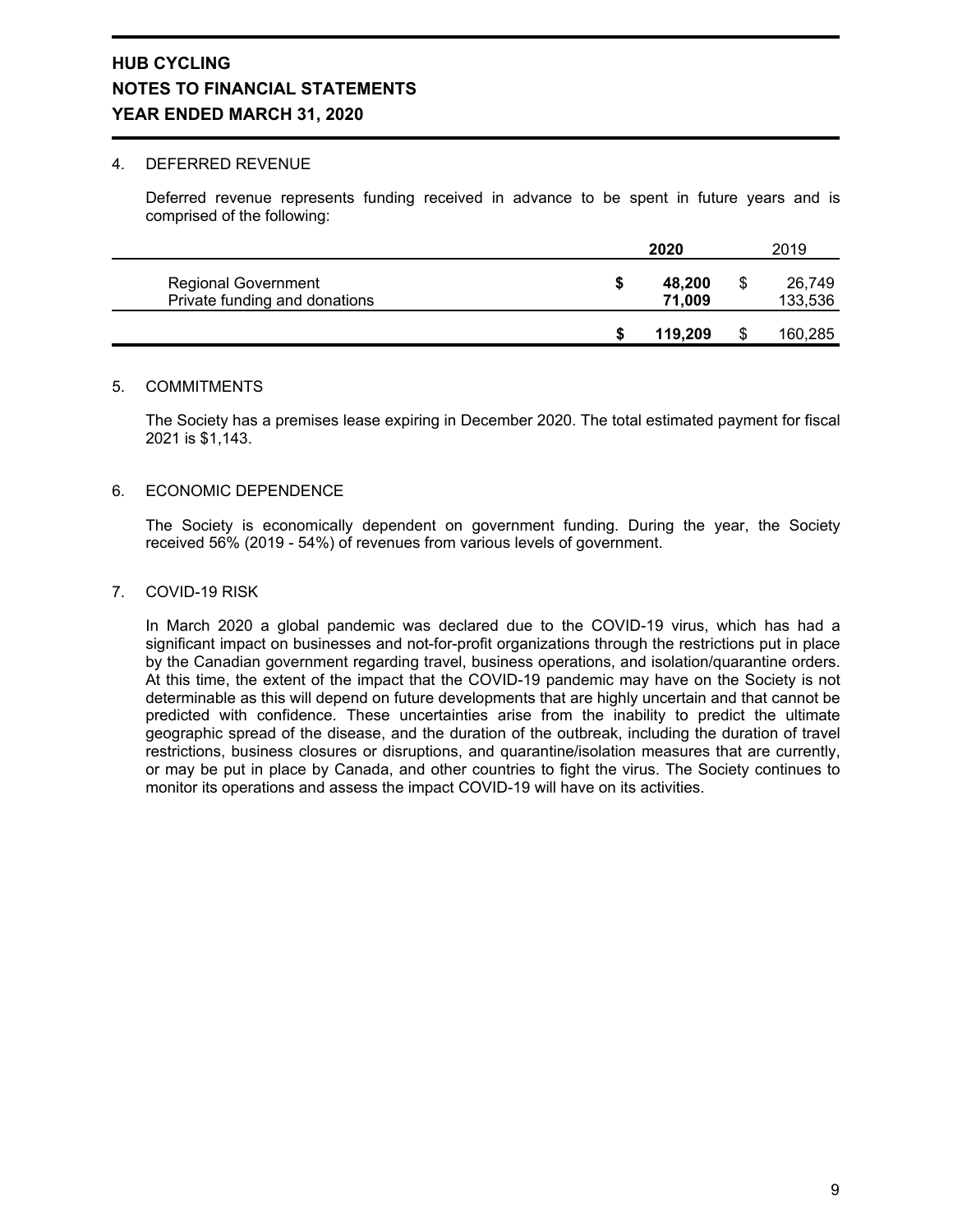**HUB CYCLING**
**NOTES TO FINANCIAL STATEMENTS**
**YEAR ENDED MARCH 31, 2020**

## 4. DEFERRED REVENUE

Deferred revenue represents funding received in advance to be spent in future years and is comprised of the following:

| | 2020 | 2019 |
|---|---|---|
| Regional Government | $ **48,200** | $ 26,749 |
| Private funding and donations | **71,009** | 133,536 |
| | $ **119,209** | $ 160,285 |

## 5. COMMITMENTS

The Society has a premises lease expiring in December 2020. The total estimated payment for fiscal 2021 is $1,143.

## 6. ECONOMIC DEPENDENCE

The Society is economically dependent on government funding. During the year, the Society received 56% (2019 - 54%) of revenues from various levels of government.

## 7. COVID-19 RISK

In March 2020 a global pandemic was declared due to the COVID-19 virus, which has had a significant impact on businesses and not-for-profit organizations through the restrictions put in place by the Canadian government regarding travel, business operations, and isolation/quarantine orders. At this time, the extent of the impact that the COVID-19 pandemic may have on the Society is not determinable as this will depend on future developments that are highly uncertain and that cannot be predicted with confidence. These uncertainties arise from the inability to predict the ultimate geographic spread of the disease, and the duration of the outbreak, including the duration of travel restrictions, business closures or disruptions, and quarantine/isolation measures that are currently, or may be put in place by Canada, and other countries to fight the virus. The Society continues to monitor its operations and assess the impact COVID-19 will have on its activities.